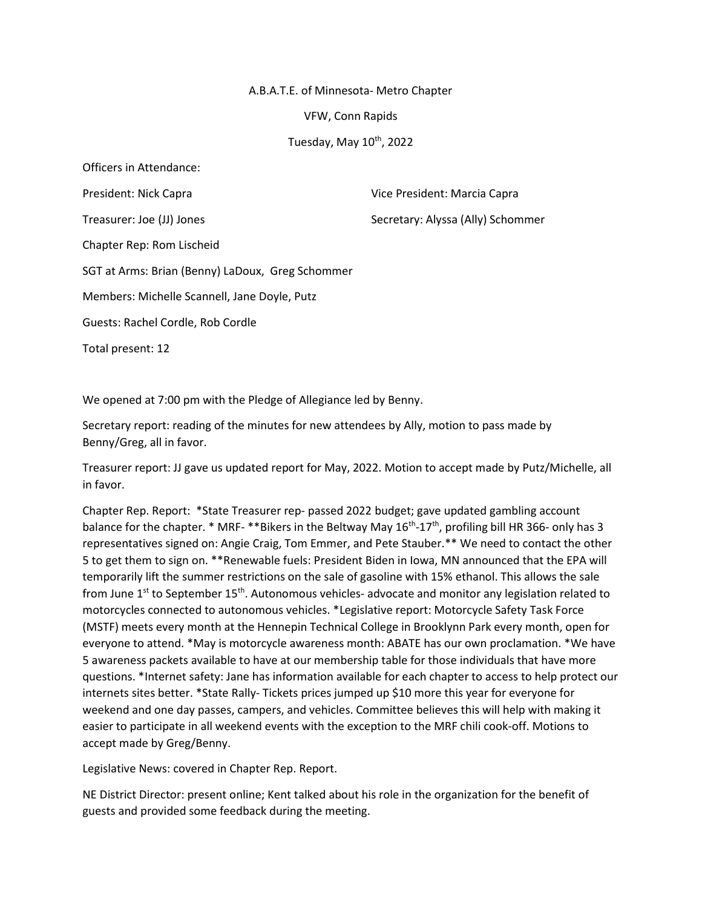A.B.A.T.E. of Minnesota- Metro Chapter

VFW, Conn Rapids

Tuesday, May 10th, 2022

Officers in Attendance:

President: Nick Capra

Vice President: Marcia Capra

Treasurer: Joe (JJ) Jones

Secretary: Alyssa (Ally) Schommer

Chapter Rep: Rom Lischeid

SGT at Arms: Brian (Benny) LaDoux, Greg Schommer

Members: Michelle Scannell, Jane Doyle, Putz

Guests: Rachel Cordle, Rob Cordle

Total present: 12

We opened at 7:00 pm with the Pledge of Allegiance led by Benny.

Secretary report: reading of the minutes for new attendees by Ally, motion to pass made by Benny/Greg, all in favor.

Treasurer report: JJ gave us updated report for May, 2022. Motion to accept made by Putz/Michelle, all in favor.

Chapter Rep. Report: *State Treasurer rep- passed 2022 budget; gave updated gambling account balance for the chapter. * MRF- **Bikers in the Beltway May 16th-17th, profiling bill HR 366- only has 3 representatives signed on: Angie Craig, Tom Emmer, and Pete Stauber.** We need to contact the other 5 to get them to sign on. **Renewable fuels: President Biden in Iowa, MN announced that the EPA will temporarily lift the summer restrictions on the sale of gasoline with 15% ethanol. This allows the sale from June 1st to September 15th. Autonomous vehicles- advocate and monitor any legislation related to motorcycles connected to autonomous vehicles. *Legislative report: Motorcycle Safety Task Force (MSTF) meets every month at the Hennepin Technical College in Brooklynn Park every month, open for everyone to attend. *May is motorcycle awareness month: ABATE has our own proclamation. *We have 5 awareness packets available to have at our membership table for those individuals that have more questions. *Internet safety: Jane has information available for each chapter to access to help protect our internets sites better. *State Rally- Tickets prices jumped up $10 more this year for everyone for weekend and one day passes, campers, and vehicles. Committee believes this will help with making it easier to participate in all weekend events with the exception to the MRF chili cook-off. Motions to accept made by Greg/Benny.

Legislative News: covered in Chapter Rep. Report.

NE District Director: present online; Kent talked about his role in the organization for the benefit of guests and provided some feedback during the meeting.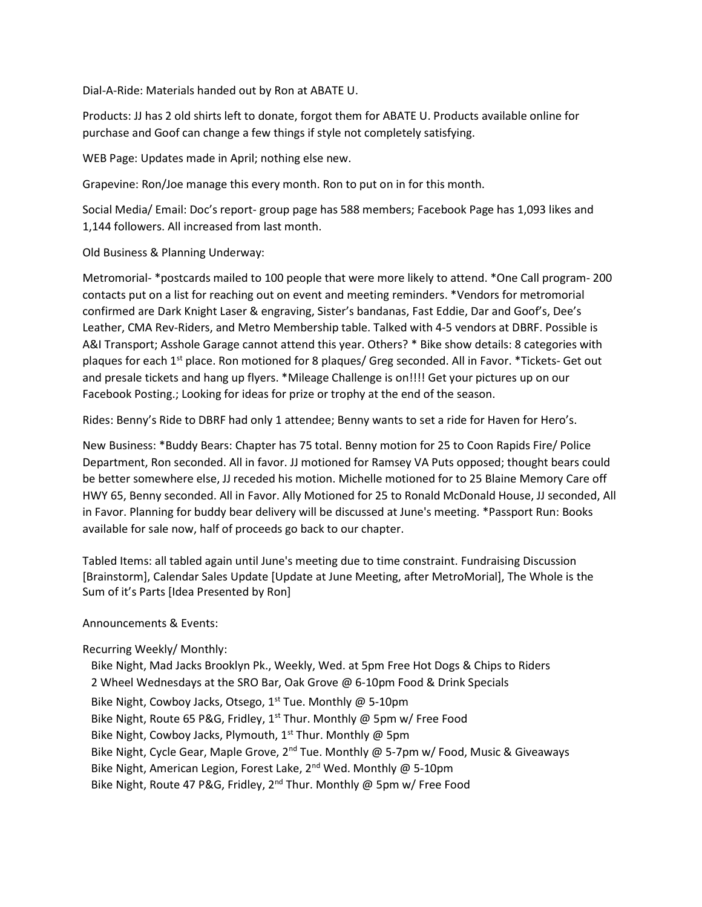Dial-A-Ride: Materials handed out by Ron at ABATE U.

Products: JJ has 2 old shirts left to donate, forgot them for ABATE U. Products available online for purchase and Goof can change a few things if style not completely satisfying.

WEB Page: Updates made in April; nothing else new.

Grapevine: Ron/Joe manage this every month. Ron to put on in for this month.

Social Media/ Email: Doc's report- group page has 588 members; Facebook Page has 1,093 likes and 1,144 followers. All increased from last month.

Old Business & Planning Underway:

Metromorial- *postcards mailed to 100 people that were more likely to attend. *One Call program- 200 contacts put on a list for reaching out on event and meeting reminders. *Vendors for metromorial confirmed are Dark Knight Laser & engraving, Sister's bandanas, Fast Eddie, Dar and Goof's, Dee's Leather, CMA Rev-Riders, and Metro Membership table. Talked with 4-5 vendors at DBRF. Possible is A&I Transport; Asshole Garage cannot attend this year. Others? * Bike show details: 8 categories with plaques for each 1st place. Ron motioned for 8 plaques/ Greg seconded. All in Favor. *Tickets- Get out and presale tickets and hang up flyers. *Mileage Challenge is on!!!! Get your pictures up on our Facebook Posting.; Looking for ideas for prize or trophy at the end of the season.

Rides: Benny's Ride to DBRF had only 1 attendee; Benny wants to set a ride for Haven for Hero's.

New Business: *Buddy Bears: Chapter has 75 total. Benny motion for 25 to Coon Rapids Fire/ Police Department, Ron seconded. All in favor. JJ motioned for Ramsey VA Puts opposed; thought bears could be better somewhere else, JJ receded his motion. Michelle motioned for to 25 Blaine Memory Care off HWY 65, Benny seconded. All in Favor. Ally Motioned for 25 to Ronald McDonald House, JJ seconded, All in Favor. Planning for buddy bear delivery will be discussed at June's meeting. *Passport Run: Books available for sale now, half of proceeds go back to our chapter.

Tabled Items: all tabled again until June's meeting due to time constraint. Fundraising Discussion [Brainstorm], Calendar Sales Update [Update at June Meeting, after MetroMorial], The Whole is the Sum of it's Parts [Idea Presented by Ron]

Announcements & Events:

Recurring Weekly/ Monthly:

- Bike Night, Mad Jacks Brooklyn Pk., Weekly, Wed. at 5pm Free Hot Dogs & Chips to Riders
- 2 Wheel Wednesdays at the SRO Bar, Oak Grove @ 6-10pm Food & Drink Specials
- Bike Night, Cowboy Jacks, Otsego, 1st Tue. Monthly @ 5-10pm
- Bike Night, Route 65 P&G, Fridley, 1st Thur. Monthly @ 5pm w/ Free Food
- Bike Night, Cowboy Jacks, Plymouth, 1st Thur. Monthly @ 5pm
- Bike Night, Cycle Gear, Maple Grove, 2nd Tue. Monthly @ 5-7pm w/ Food, Music & Giveaways
- Bike Night, American Legion, Forest Lake, 2nd Wed. Monthly @ 5-10pm
- Bike Night, Route 47 P&G, Fridley, 2nd Thur. Monthly @ 5pm w/ Free Food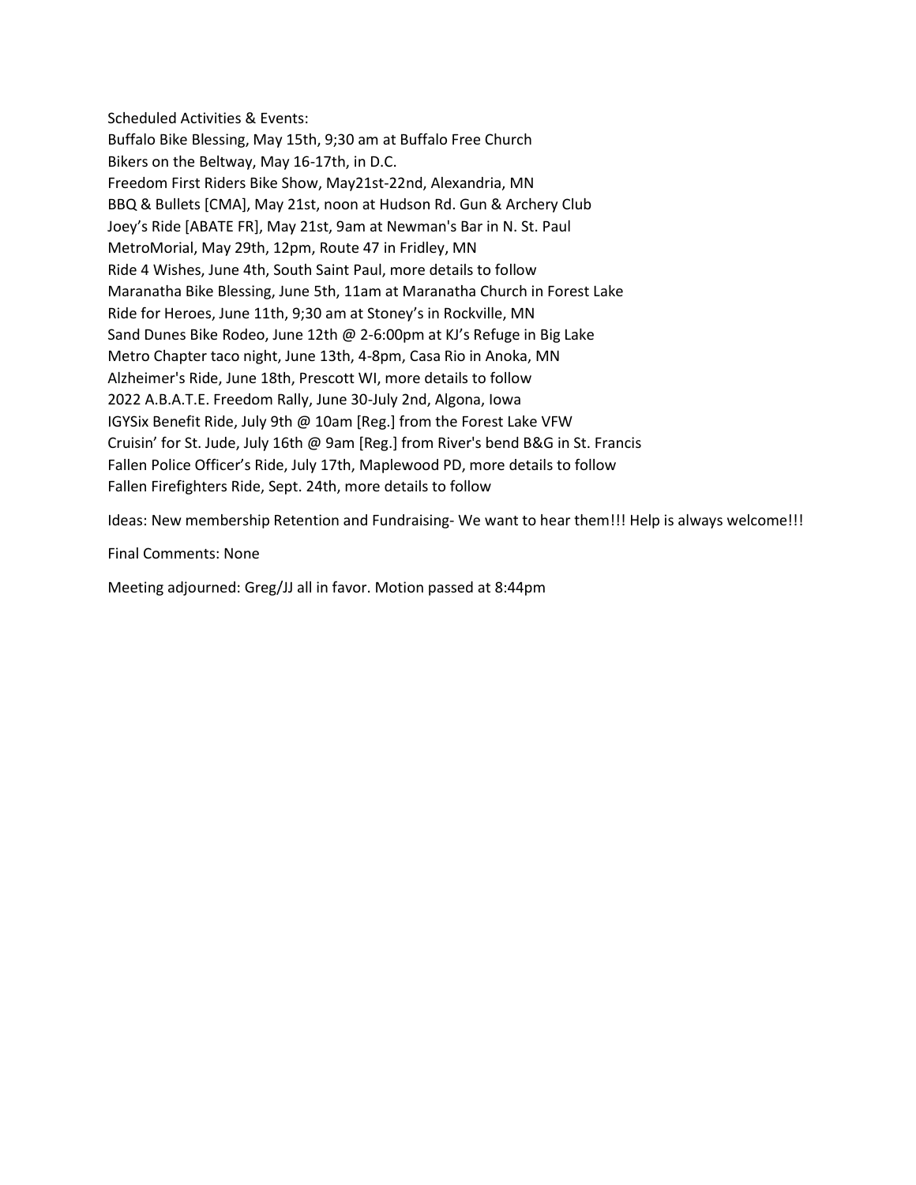Scheduled Activities & Events:
Buffalo Bike Blessing, May 15th, 9;30 am at Buffalo Free Church
Bikers on the Beltway, May 16-17th, in D.C.
Freedom First Riders Bike Show, May21st-22nd, Alexandria, MN
BBQ & Bullets [CMA], May 21st, noon at Hudson Rd. Gun & Archery Club
Joey's Ride [ABATE FR], May 21st, 9am at Newman's Bar in N. St. Paul
MetroMorial, May 29th, 12pm, Route 47 in Fridley, MN
Ride 4 Wishes, June 4th, South Saint Paul, more details to follow
Maranatha Bike Blessing, June 5th, 11am at Maranatha Church in Forest Lake
Ride for Heroes, June 11th, 9;30 am at Stoney's in Rockville, MN
Sand Dunes Bike Rodeo, June 12th @ 2-6:00pm at KJ's Refuge in Big Lake
Metro Chapter taco night, June 13th, 4-8pm, Casa Rio in Anoka, MN
Alzheimer's Ride, June 18th, Prescott WI, more details to follow
2022 A.B.A.T.E. Freedom Rally, June 30-July 2nd, Algona, Iowa
IGYSix Benefit Ride, July 9th @ 10am [Reg.] from the Forest Lake VFW
Cruisin' for St. Jude, July 16th @ 9am [Reg.] from River's bend B&G in St. Francis
Fallen Police Officer's Ride, July 17th, Maplewood PD, more details to follow
Fallen Firefighters Ride, Sept. 24th, more details to follow

Ideas: New membership Retention and Fundraising- We want to hear them!!! Help is always welcome!!!

Final Comments: None

Meeting adjourned: Greg/JJ all in favor. Motion passed at 8:44pm